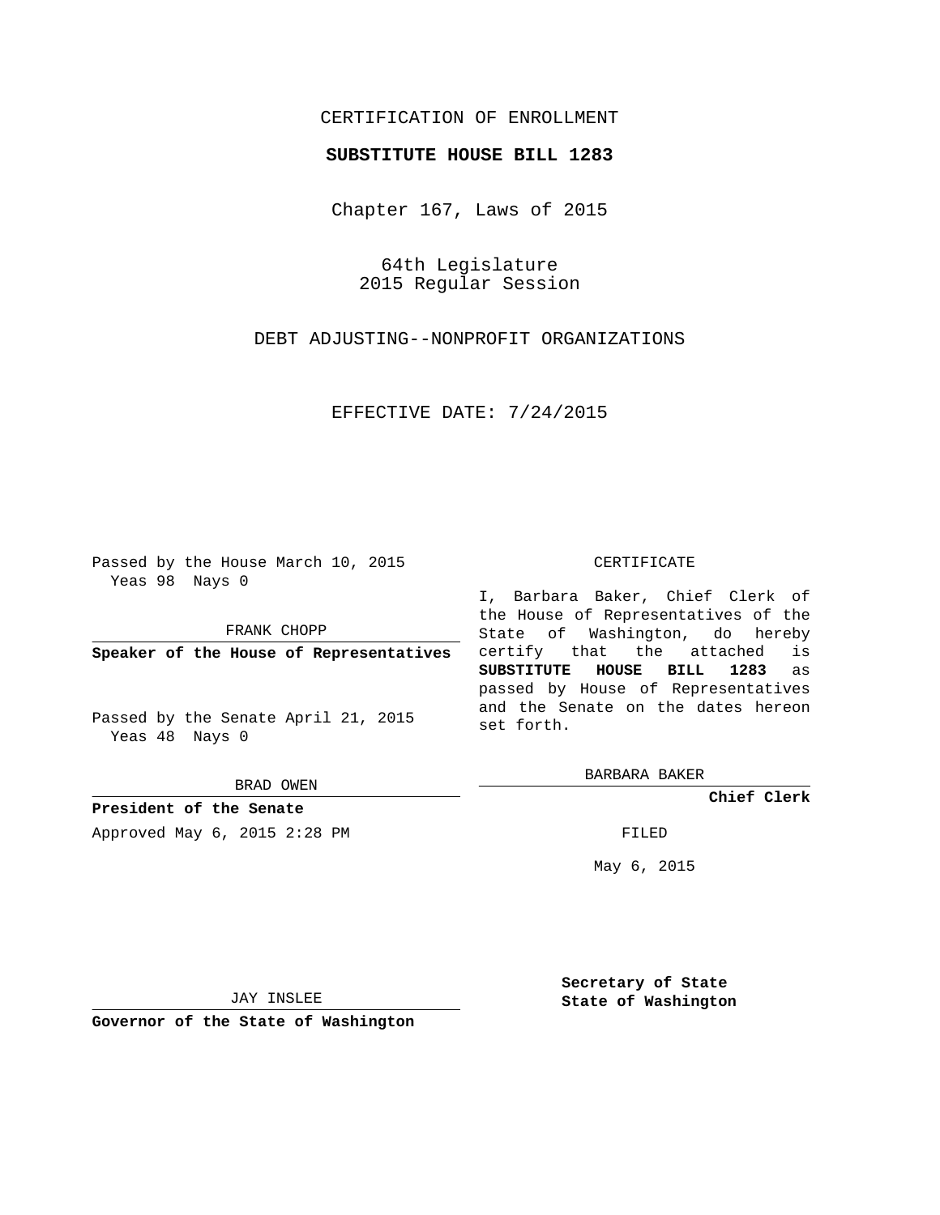CERTIFICATION OF ENROLLMENT

**SUBSTITUTE HOUSE BILL 1283**

Chapter 167, Laws of 2015

64th Legislature
2015 Regular Session

DEBT ADJUSTING--NONPROFIT ORGANIZATIONS

EFFECTIVE DATE: 7/24/2015

Passed by the House March 10, 2015
Yeas 98 Nays 0

FRANK CHOPP

**Speaker of the House of Representatives**

Passed by the Senate April 21, 2015
Yeas 48 Nays 0

BRAD OWEN

**President of the Senate**

Approved May 6, 2015 2:28 PM

JAY INSLEE

**Governor of the State of Washington**

CERTIFICATE

I, Barbara Baker, Chief Clerk of the House of Representatives of the State of Washington, do hereby certify that the attached is **SUBSTITUTE HOUSE BILL 1283** as passed by House of Representatives and the Senate on the dates hereon set forth.

BARBARA BAKER

**Chief Clerk**

FILED

May 6, 2015

**Secretary of State**
**State of Washington**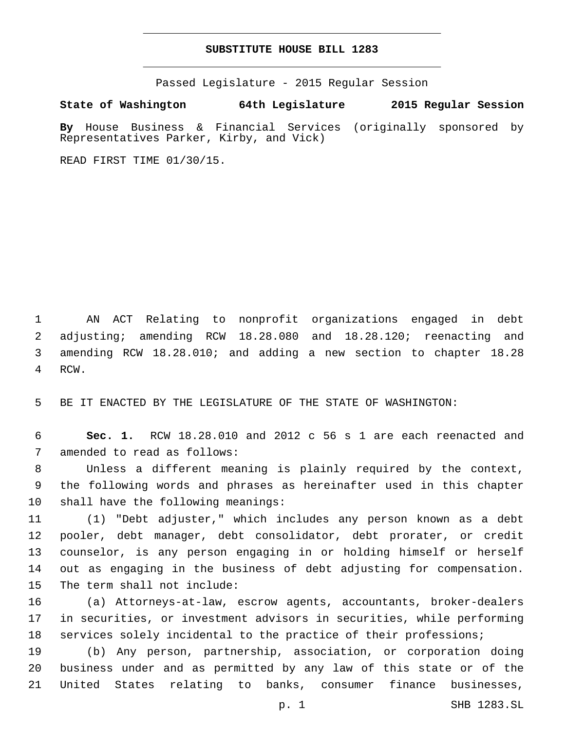**SUBSTITUTE HOUSE BILL 1283**

Passed Legislature - 2015 Regular Session

**State of Washington 64th Legislature 2015 Regular Session**

**By** House Business & Financial Services (originally sponsored by Representatives Parker, Kirby, and Vick)

READ FIRST TIME 01/30/15.

AN ACT Relating to nonprofit organizations engaged in debt adjusting; amending RCW 18.28.080 and 18.28.120; reenacting and amending RCW 18.28.010; and adding a new section to chapter 18.28 RCW.

BE IT ENACTED BY THE LEGISLATURE OF THE STATE OF WASHINGTON:

**Sec. 1.** RCW 18.28.010 and 2012 c 56 s 1 are each reenacted and amended to read as follows:

Unless a different meaning is plainly required by the context, the following words and phrases as hereinafter used in this chapter shall have the following meanings:

(1) "Debt adjuster," which includes any person known as a debt pooler, debt manager, debt consolidator, debt prorater, or credit counselor, is any person engaging in or holding himself or herself out as engaging in the business of debt adjusting for compensation. The term shall not include:

(a) Attorneys-at-law, escrow agents, accountants, broker-dealers in securities, or investment advisors in securities, while performing services solely incidental to the practice of their professions;

(b) Any person, partnership, association, or corporation doing business under and as permitted by any law of this state or of the United States relating to banks, consumer finance businesses,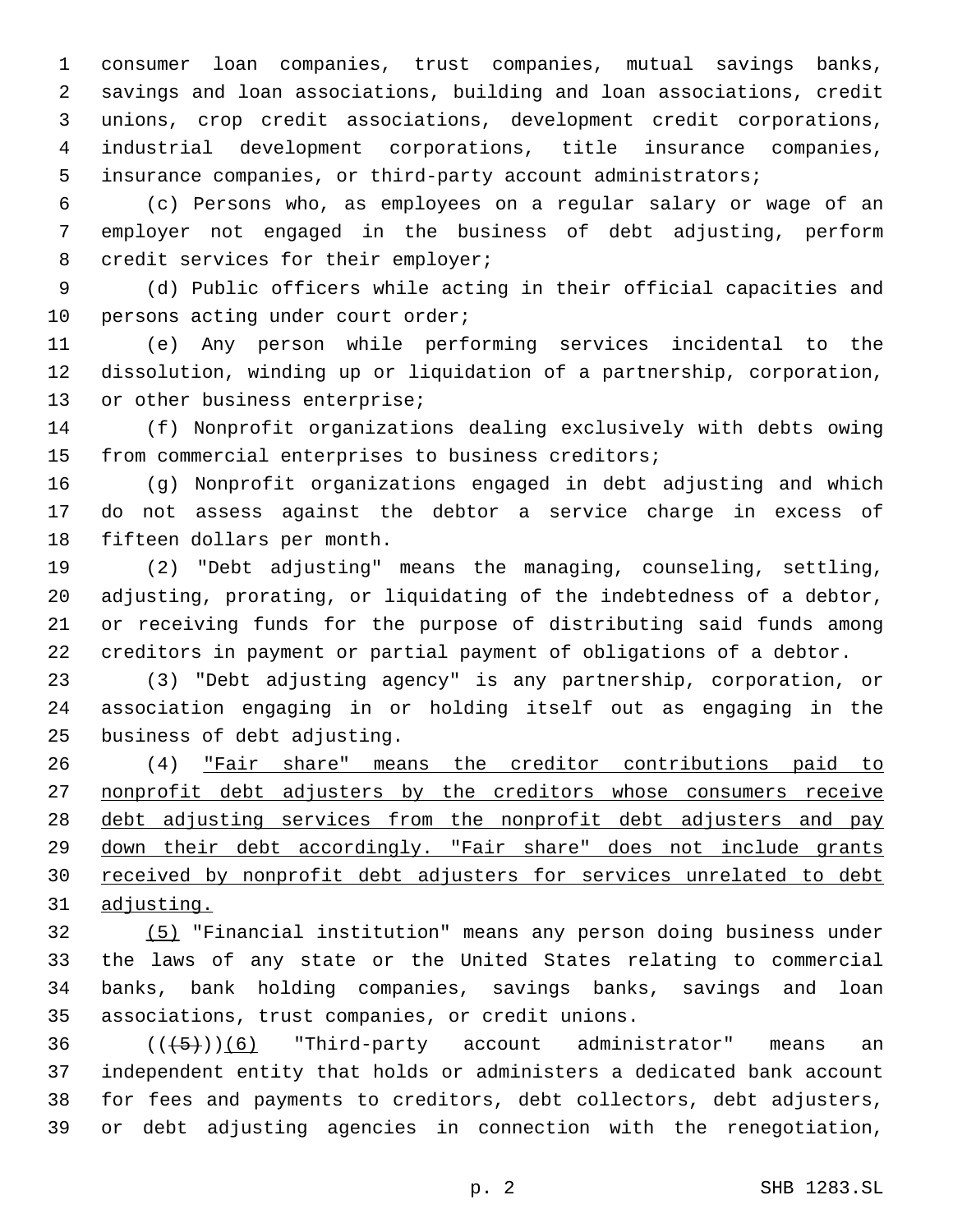consumer loan companies, trust companies, mutual savings banks, savings and loan associations, building and loan associations, credit unions, crop credit associations, development credit corporations, industrial development corporations, title insurance companies, insurance companies, or third-party account administrators;

(c) Persons who, as employees on a regular salary or wage of an employer not engaged in the business of debt adjusting, perform credit services for their employer;

(d) Public officers while acting in their official capacities and persons acting under court order;

(e) Any person while performing services incidental to the dissolution, winding up or liquidation of a partnership, corporation, or other business enterprise;

(f) Nonprofit organizations dealing exclusively with debts owing from commercial enterprises to business creditors;

(g) Nonprofit organizations engaged in debt adjusting and which do not assess against the debtor a service charge in excess of fifteen dollars per month.

(2) "Debt adjusting" means the managing, counseling, settling, adjusting, prorating, or liquidating of the indebtedness of a debtor, or receiving funds for the purpose of distributing said funds among creditors in payment or partial payment of obligations of a debtor.

(3) "Debt adjusting agency" is any partnership, corporation, or association engaging in or holding itself out as engaging in the business of debt adjusting.

(4) <u>"Fair share" means the creditor contributions paid to nonprofit debt adjusters by the creditors whose consumers receive debt adjusting services from the nonprofit debt adjusters and pay down their debt accordingly. "Fair share" does not include grants received by nonprofit debt adjusters for services unrelated to debt adjusting.</u>

<u>(5)</u> "Financial institution" means any person doing business under the laws of any state or the United States relating to commercial banks, bank holding companies, savings banks, savings and loan associations, trust companies, or credit unions.

~~((5))~~<u>(6)</u> "Third-party account administrator" means an independent entity that holds or administers a dedicated bank account for fees and payments to creditors, debt collectors, debt adjusters, or debt adjusting agencies in connection with the renegotiation,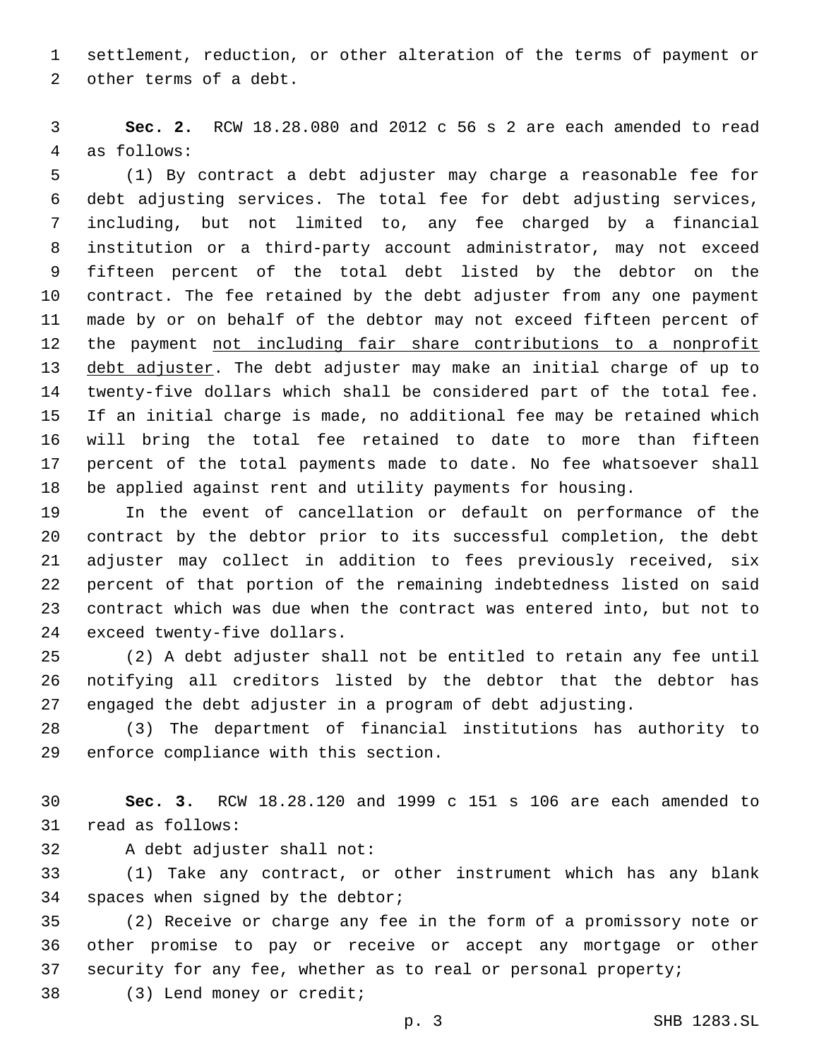settlement, reduction, or other alteration of the terms of payment or other terms of a debt.

**Sec. 2.** RCW 18.28.080 and 2012 c 56 s 2 are each amended to read as follows:

(1) By contract a debt adjuster may charge a reasonable fee for debt adjusting services. The total fee for debt adjusting services, including, but not limited to, any fee charged by a financial institution or a third-party account administrator, may not exceed fifteen percent of the total debt listed by the debtor on the contract. The fee retained by the debt adjuster from any one payment made by or on behalf of the debtor may not exceed fifteen percent of the payment <u>not including fair share contributions to a nonprofit debt adjuster</u>. The debt adjuster may make an initial charge of up to twenty-five dollars which shall be considered part of the total fee. If an initial charge is made, no additional fee may be retained which will bring the total fee retained to date to more than fifteen percent of the total payments made to date. No fee whatsoever shall be applied against rent and utility payments for housing.

In the event of cancellation or default on performance of the contract by the debtor prior to its successful completion, the debt adjuster may collect in addition to fees previously received, six percent of that portion of the remaining indebtedness listed on said contract which was due when the contract was entered into, but not to exceed twenty-five dollars.

(2) A debt adjuster shall not be entitled to retain any fee until notifying all creditors listed by the debtor that the debtor has engaged the debt adjuster in a program of debt adjusting.

(3) The department of financial institutions has authority to enforce compliance with this section.

**Sec. 3.** RCW 18.28.120 and 1999 c 151 s 106 are each amended to read as follows:

A debt adjuster shall not:

(1) Take any contract, or other instrument which has any blank spaces when signed by the debtor;

(2) Receive or charge any fee in the form of a promissory note or other promise to pay or receive or accept any mortgage or other security for any fee, whether as to real or personal property;

(3) Lend money or credit;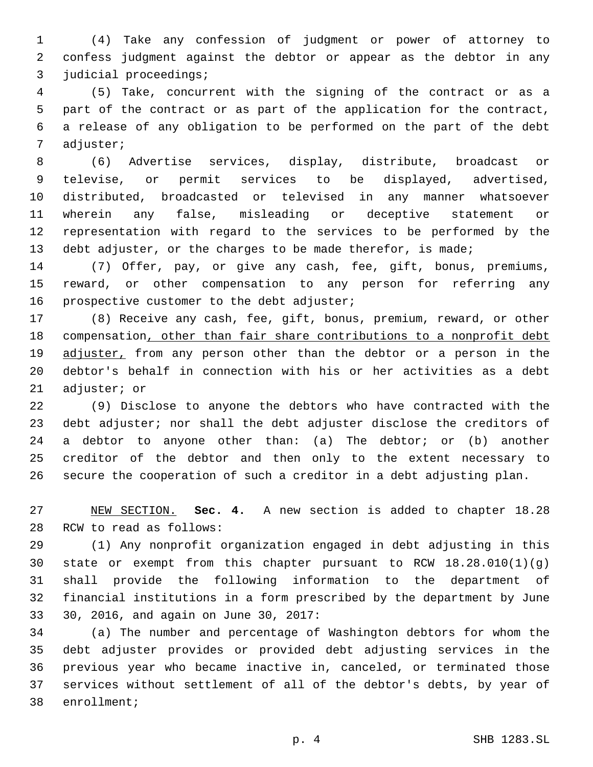(4) Take any confession of judgment or power of attorney to confess judgment against the debtor or appear as the debtor in any judicial proceedings;

(5) Take, concurrent with the signing of the contract or as a part of the contract or as part of the application for the contract, a release of any obligation to be performed on the part of the debt adjuster;

(6) Advertise services, display, distribute, broadcast or televise, or permit services to be displayed, advertised, distributed, broadcasted or televised in any manner whatsoever wherein any false, misleading or deceptive statement or representation with regard to the services to be performed by the debt adjuster, or the charges to be made therefor, is made;

(7) Offer, pay, or give any cash, fee, gift, bonus, premiums, reward, or other compensation to any person for referring any prospective customer to the debt adjuster;

(8) Receive any cash, fee, gift, bonus, premium, reward, or other compensation<u>, other than fair share contributions to a nonprofit debt adjuster,</u> from any person other than the debtor or a person in the debtor's behalf in connection with his or her activities as a debt adjuster; or

(9) Disclose to anyone the debtors who have contracted with the debt adjuster; nor shall the debt adjuster disclose the creditors of a debtor to anyone other than: (a) The debtor; or (b) another creditor of the debtor and then only to the extent necessary to secure the cooperation of such a creditor in a debt adjusting plan.

<u>NEW SECTION.</u> **Sec. 4.** A new section is added to chapter 18.28 RCW to read as follows:

(1) Any nonprofit organization engaged in debt adjusting in this state or exempt from this chapter pursuant to RCW 18.28.010(1)(g) shall provide the following information to the department of financial institutions in a form prescribed by the department by June 30, 2016, and again on June 30, 2017:

(a) The number and percentage of Washington debtors for whom the debt adjuster provides or provided debt adjusting services in the previous year who became inactive in, canceled, or terminated those services without settlement of all of the debtor's debts, by year of enrollment;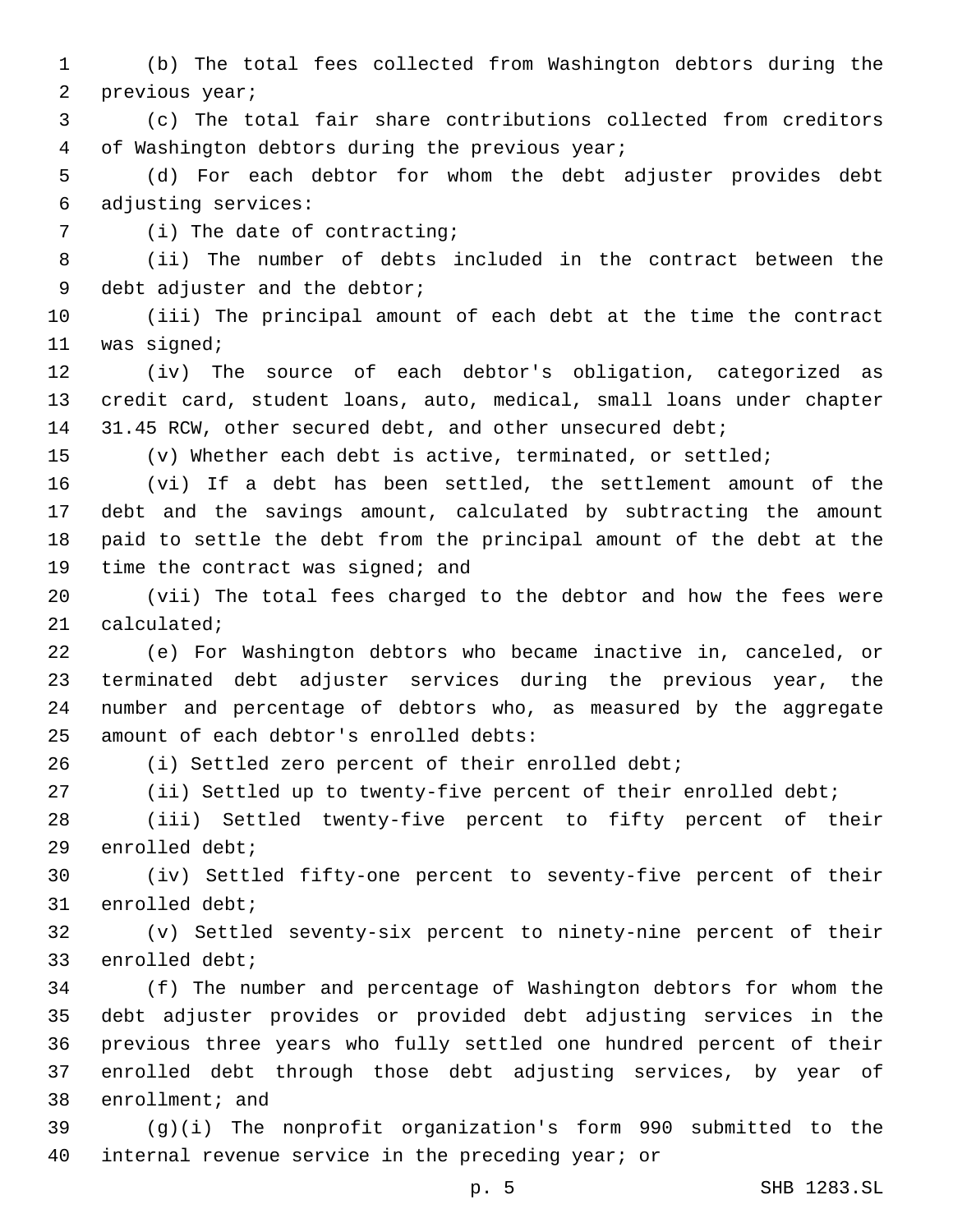(b) The total fees collected from Washington debtors during the previous year;

(c) The total fair share contributions collected from creditors of Washington debtors during the previous year;

(d) For each debtor for whom the debt adjuster provides debt adjusting services:

(i) The date of contracting;

(ii) The number of debts included in the contract between the debt adjuster and the debtor;

(iii) The principal amount of each debt at the time the contract was signed;

(iv) The source of each debtor's obligation, categorized as credit card, student loans, auto, medical, small loans under chapter 31.45 RCW, other secured debt, and other unsecured debt;

(v) Whether each debt is active, terminated, or settled;

(vi) If a debt has been settled, the settlement amount of the debt and the savings amount, calculated by subtracting the amount paid to settle the debt from the principal amount of the debt at the time the contract was signed; and

(vii) The total fees charged to the debtor and how the fees were calculated;

(e) For Washington debtors who became inactive in, canceled, or terminated debt adjuster services during the previous year, the number and percentage of debtors who, as measured by the aggregate amount of each debtor's enrolled debts:

(i) Settled zero percent of their enrolled debt;

(ii) Settled up to twenty-five percent of their enrolled debt;

(iii) Settled twenty-five percent to fifty percent of their enrolled debt;

(iv) Settled fifty-one percent to seventy-five percent of their enrolled debt;

(v) Settled seventy-six percent to ninety-nine percent of their enrolled debt;

(f) The number and percentage of Washington debtors for whom the debt adjuster provides or provided debt adjusting services in the previous three years who fully settled one hundred percent of their enrolled debt through those debt adjusting services, by year of enrollment; and

(g)(i) The nonprofit organization's form 990 submitted to the internal revenue service in the preceding year; or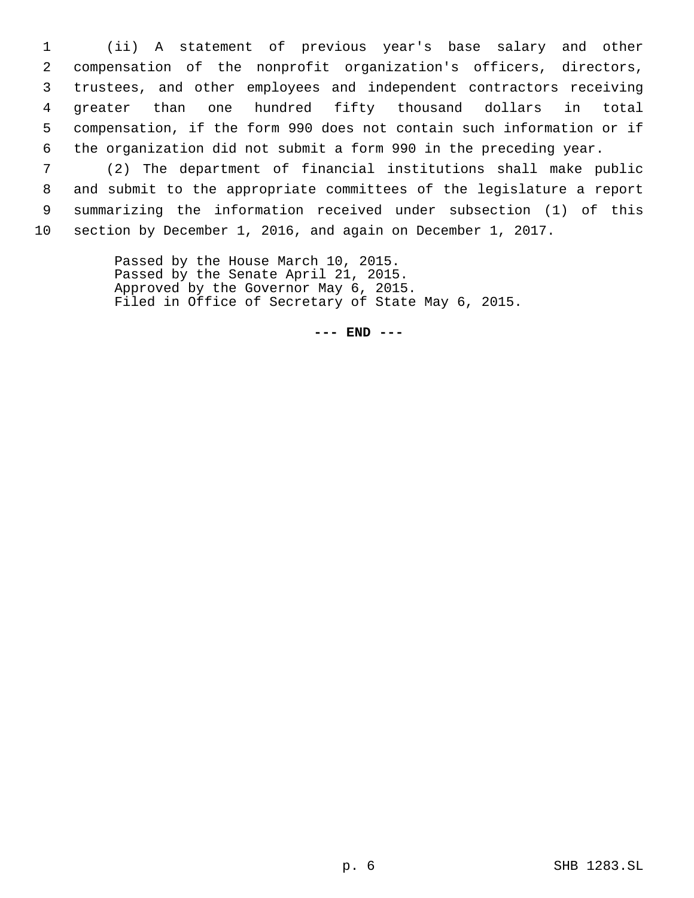(ii) A statement of previous year's base salary and other compensation of the nonprofit organization's officers, directors, trustees, and other employees and independent contractors receiving greater than one hundred fifty thousand dollars in total compensation, if the form 990 does not contain such information or if the organization did not submit a form 990 in the preceding year.

(2) The department of financial institutions shall make public and submit to the appropriate committees of the legislature a report summarizing the information received under subsection (1) of this section by December 1, 2016, and again on December 1, 2017.

Passed by the House March 10, 2015.
Passed by the Senate April 21, 2015.
Approved by the Governor May 6, 2015.
Filed in Office of Secretary of State May 6, 2015.

**--- END ---**